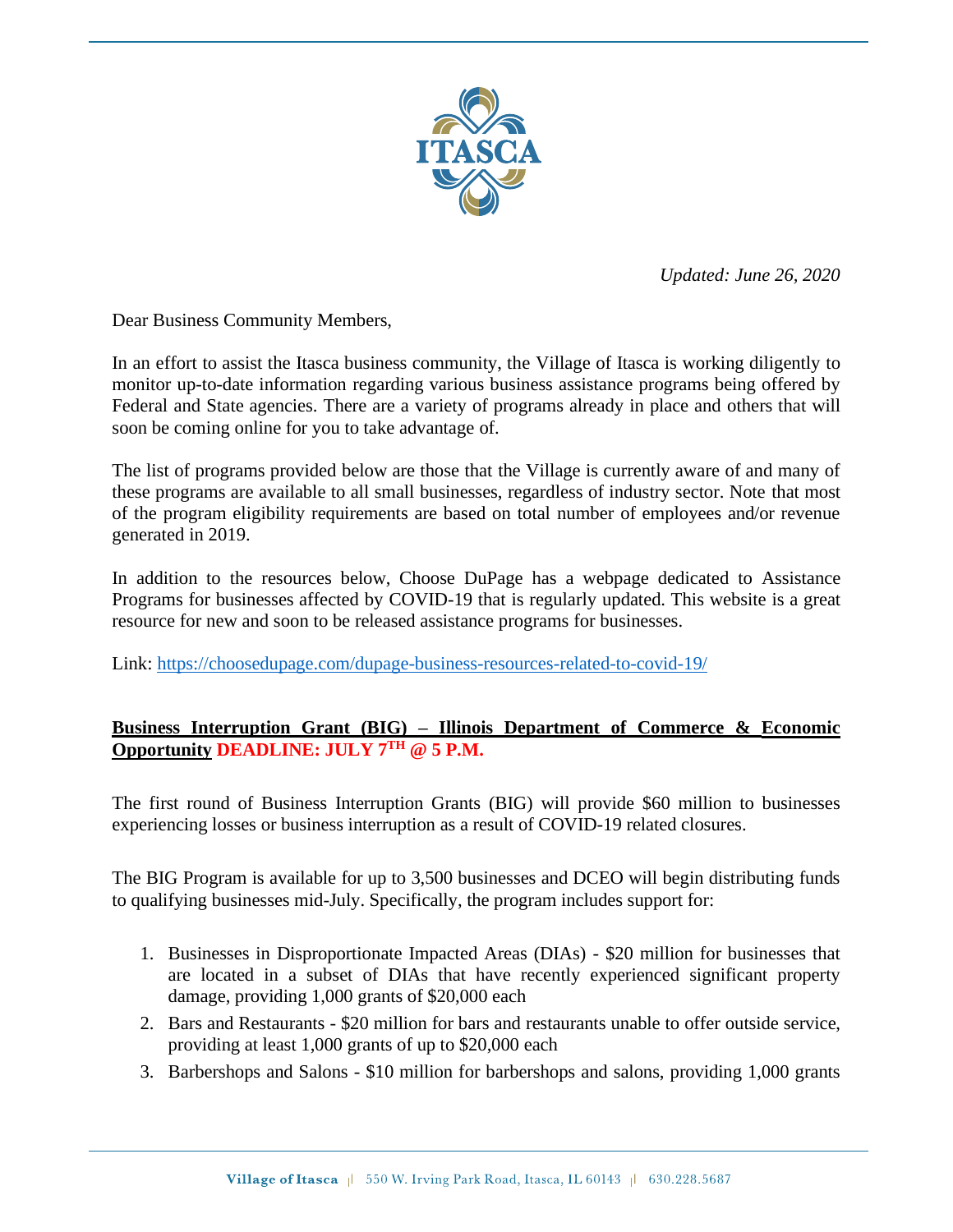*Updated: June 26, 2020*

Dear Business Community Members,

In an effort to assist the Itasca business community, the Village of Itasca is working diligently to monitor up-to-date information regarding various business assistance programs being offered by Federal and State agencies. There are a variety of programs already in place and others that will soon be coming online for you to take advantage of.

The list of programs provided below are those that the Village is currently aware of and many of these programs are available to all small businesses, regardless of industry sector. Note that most of the program eligibility requirements are based on total number of employees and/or revenue generated in 2019.

In addition to the resources below, Choose DuPage has a webpage dedicated to Assistance Programs for businesses affected by COVID-19 that is regularly updated. This website is a great resource for new and soon to be released assistance programs for businesses.

Link: [https://choosedupage.com/dupage-business-resources-related-to-covid-19/](https://choosedupage.com/dupage-business-resources-related-to-covid-19/)

**Business Interruption Grant (BIG) – Illinois Department of Commerce & Economic Opportunity DEADLINE: JULY 7TH @ 5 P.M.**

The first round of Business Interruption Grants (BIG) will provide $60 million to businesses experiencing losses or business interruption as a result of COVID-19 related closures.

The BIG Program is available for up to 3,500 businesses and DCEO will begin distributing funds to qualifying businesses mid-July. Specifically, the program includes support for:

1. Businesses in Disproportionate Impacted Areas (DIAs) - $20 million for businesses that are located in a subset of DIAs that have recently experienced significant property damage, providing 1,000 grants of $20,000 each
2. Bars and Restaurants - $20 million for bars and restaurants unable to offer outside service, providing at least 1,000 grants of up to $20,000 each
3. Barbershops and Salons - $10 million for barbershops and salons, providing 1,000 grants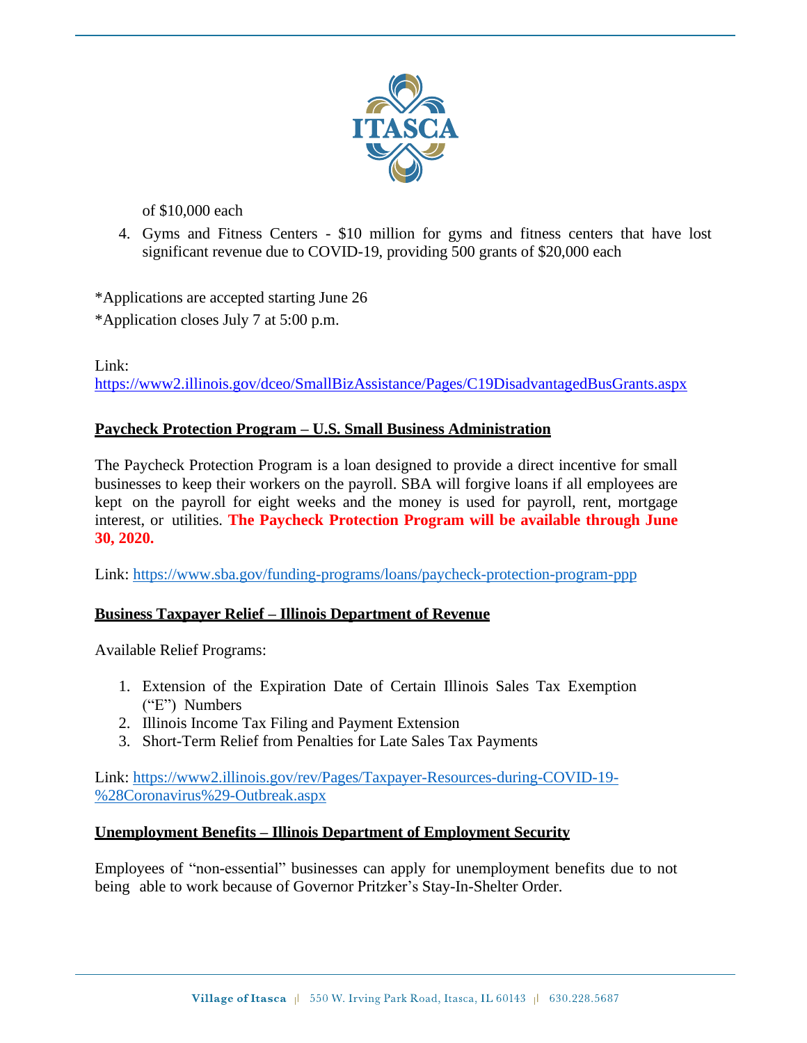of $10,000 each

4. Gyms and Fitness Centers - $10 million for gyms and fitness centers that have lost significant revenue due to COVID-19, providing 500 grants of $20,000 each

*Applications are accepted starting June 26

*Application closes July 7 at 5:00 p.m.

Link:
https://www2.illinois.gov/dceo/SmallBizAssistance/Pages/C19DisadvantagedBusGrants.aspx

**Paycheck Protection Program – U.S. Small Business Administration**

The Paycheck Protection Program is a loan designed to provide a direct incentive for small businesses to keep their workers on the payroll. SBA will forgive loans if all employees are kept on the payroll for eight weeks and the money is used for payroll, rent, mortgage interest, or utilities. **The Paycheck Protection Program will be available through June 30, 2020.**

Link: https://www.sba.gov/funding-programs/loans/paycheck-protection-program-ppp

**Business Taxpayer Relief – Illinois Department of Revenue**

Available Relief Programs:

1. Extension of the Expiration Date of Certain Illinois Sales Tax Exemption ("E") Numbers
2. Illinois Income Tax Filing and Payment Extension
3. Short-Term Relief from Penalties for Late Sales Tax Payments

Link: https://www2.illinois.gov/rev/Pages/Taxpayer-Resources-during-COVID-19-%28Coronavirus%29-Outbreak.aspx

**Unemployment Benefits – Illinois Department of Employment Security**

Employees of "non-essential" businesses can apply for unemployment benefits due to not being able to work because of Governor Pritzker's Stay-In-Shelter Order.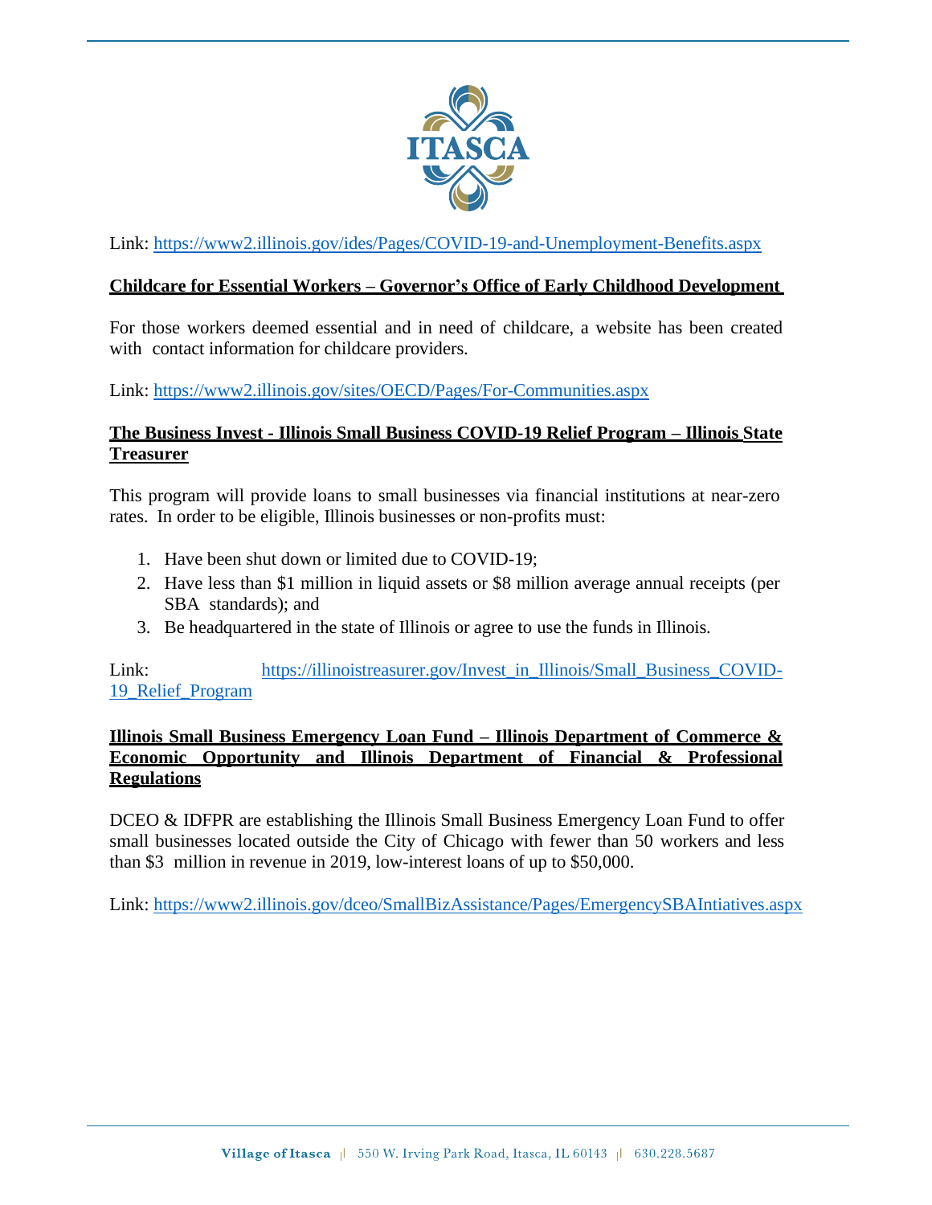Link: https://www2.illinois.gov/ides/Pages/COVID-19-and-Unemployment-Benefits.aspx

**Childcare for Essential Workers – Governor's Office of Early Childhood Development**

For those workers deemed essential and in need of childcare, a website has been created with contact information for childcare providers.

Link: https://www2.illinois.gov/sites/OECD/Pages/For-Communities.aspx

**The Business Invest - Illinois Small Business COVID-19 Relief Program – Illinois State Treasurer**

This program will provide loans to small businesses via financial institutions at near-zero rates. In order to be eligible, Illinois businesses or non-profits must:

1. Have been shut down or limited due to COVID-19;
2. Have less than $1 million in liquid assets or $8 million average annual receipts (per SBA standards); and
3. Be headquartered in the state of Illinois or agree to use the funds in Illinois.

Link: https://illinoistreasurer.gov/Invest_in_Illinois/Small_Business_COVID-19_Relief_Program

**Illinois Small Business Emergency Loan Fund – Illinois Department of Commerce & Economic Opportunity and Illinois Department of Financial & Professional Regulations**

DCEO & IDFPR are establishing the Illinois Small Business Emergency Loan Fund to offer small businesses located outside the City of Chicago with fewer than 50 workers and less than $3 million in revenue in 2019, low-interest loans of up to $50,000.

Link: https://www2.illinois.gov/dceo/SmallBizAssistance/Pages/EmergencySBAIntiatives.aspx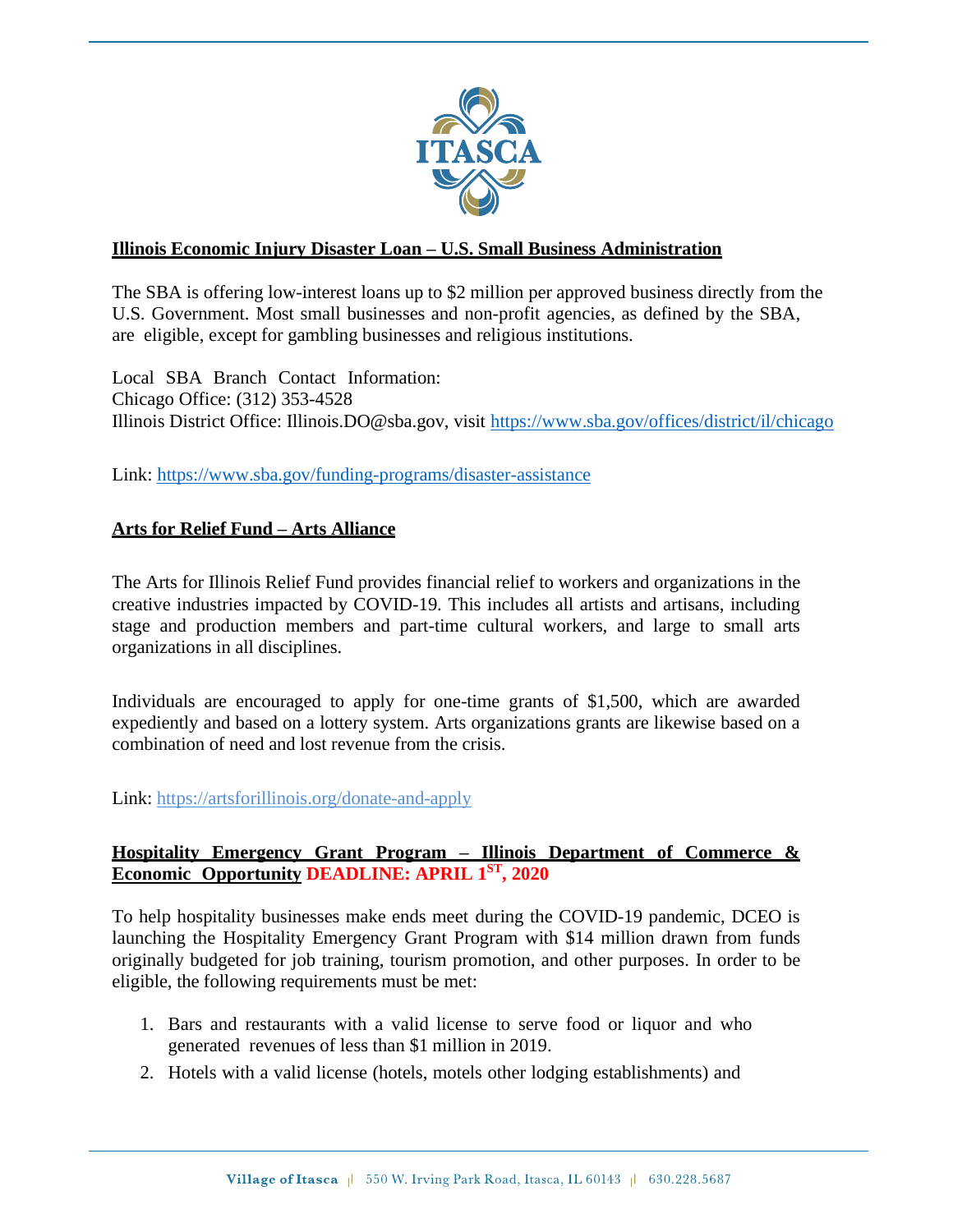**Illinois Economic Injury Disaster Loan – U.S. Small Business Administration**

The SBA is offering low-interest loans up to $2 million per approved business directly from the U.S. Government. Most small businesses and non-profit agencies, as defined by the SBA, are eligible, except for gambling businesses and religious institutions.

Local SBA Branch Contact Information:
Chicago Office: (312) 353-4528
Illinois District Office: Illinois.DO@sba.gov, visit https://www.sba.gov/offices/district/il/chicago

Link: https://www.sba.gov/funding-programs/disaster-assistance

**Arts for Relief Fund – Arts Alliance**

The Arts for Illinois Relief Fund provides financial relief to workers and organizations in the creative industries impacted by COVID-19. This includes all artists and artisans, including stage and production members and part-time cultural workers, and large to small arts organizations in all disciplines.

Individuals are encouraged to apply for one-time grants of $1,500, which are awarded expediently and based on a lottery system. Arts organizations grants are likewise based on a combination of need and lost revenue from the crisis.

Link: https://artsforillinois.org/donate-and-apply

**Hospitality Emergency Grant Program – Illinois Department of Commerce & Economic Opportunity DEADLINE: APRIL 1ST, 2020**

To help hospitality businesses make ends meet during the COVID-19 pandemic, DCEO is launching the Hospitality Emergency Grant Program with $14 million drawn from funds originally budgeted for job training, tourism promotion, and other purposes. In order to be eligible, the following requirements must be met:

1. Bars and restaurants with a valid license to serve food or liquor and who generated revenues of less than $1 million in 2019.
2. Hotels with a valid license (hotels, motels other lodging establishments) and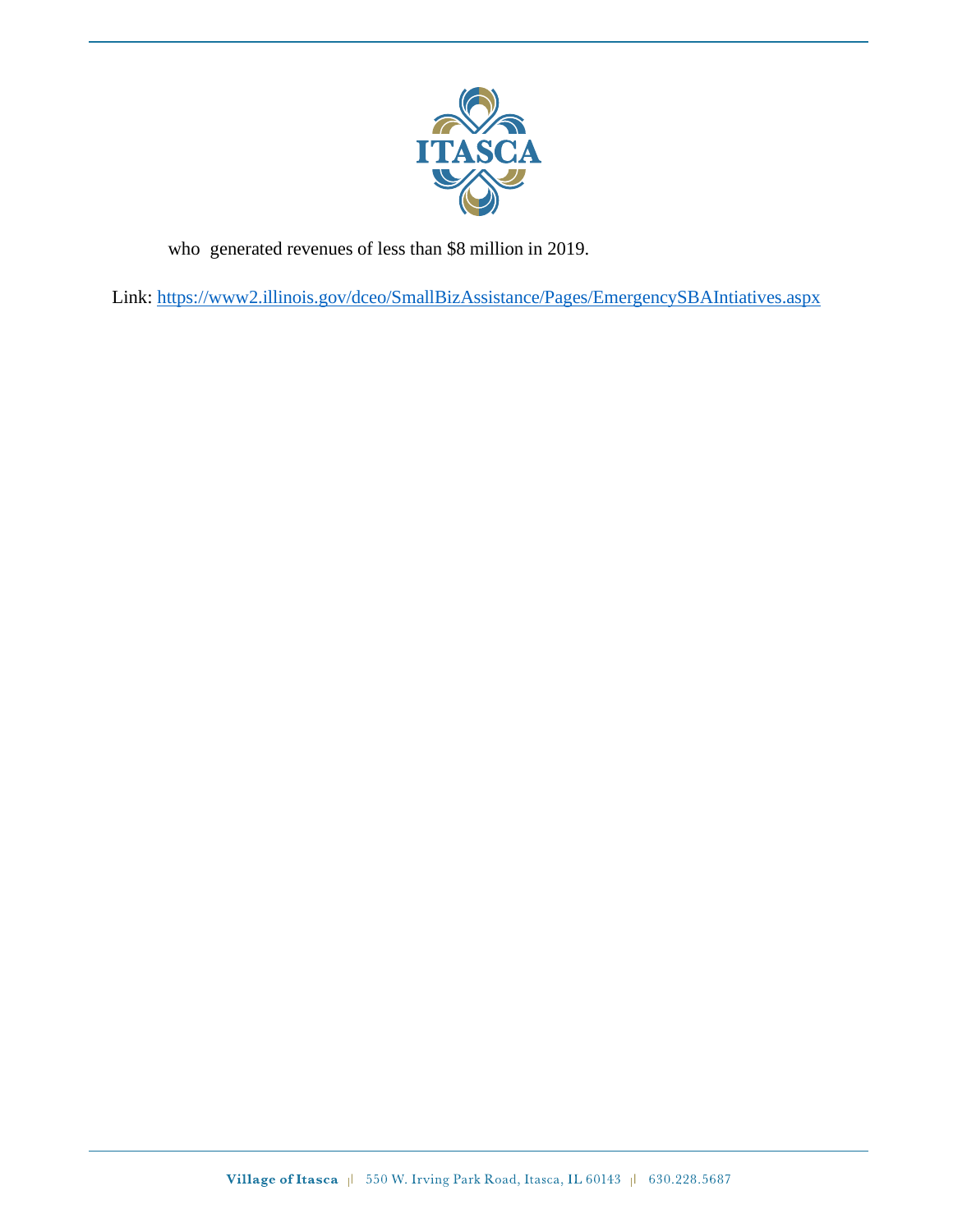who generated revenues of less than $8 million in 2019.

Link: https://www2.illinois.gov/dceo/SmallBizAssistance/Pages/EmergencySBAIntiatives.aspx